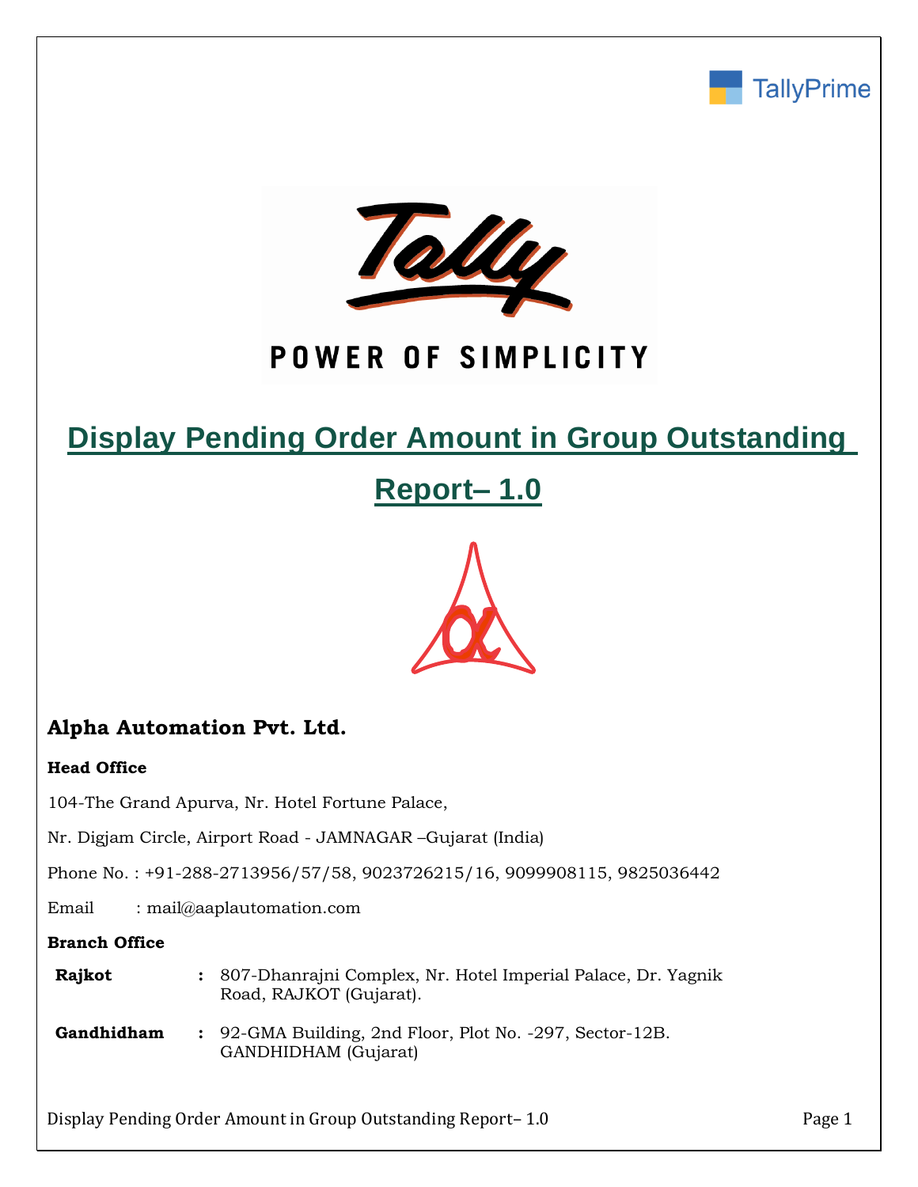# Display Pending Order Amount in Group Outstanding Report– 1.0

## Alpha Automation Pvt. Ltd.

**Head Office**

104-The Grand Apurva, Nr. Hotel Fortune Palace,

Nr. Digjam Circle, Airport Road - JAMNAGAR –Gujarat (India)

Phone No. : +91-288-2713956/57/58, 9023726215/16, 9099908115, 9825036442

Email : mail@aaplautomation.com

**Branch Office**

| | | |
|---|---|---|
| **Rajkot** | : | 807-Dhanrajni Complex, Nr. Hotel Imperial Palace, Dr. Yagnik Road, RAJKOT (Gujarat). |
| **Gandhidham** | : | 92-GMA Building, 2nd Floor, Plot No. -297, Sector-12B. GANDHIDHAM (Gujarat) |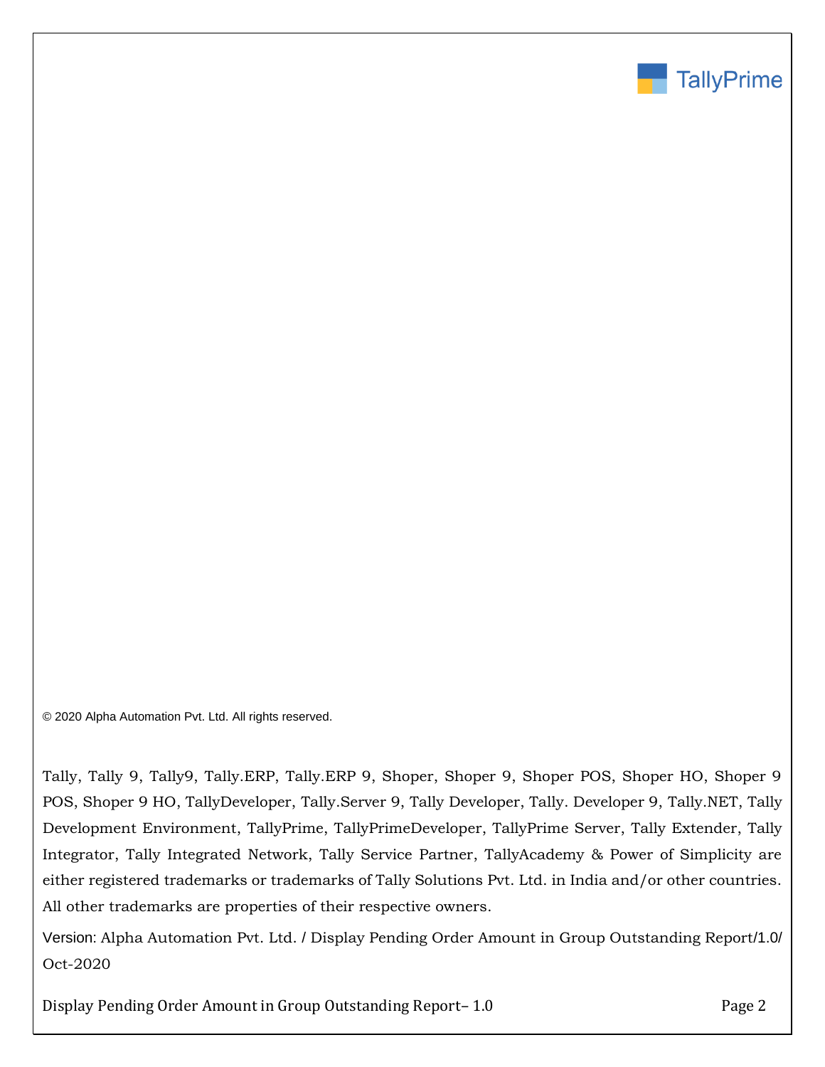© 2020 Alpha Automation Pvt. Ltd. All rights reserved.

Tally, Tally 9, Tally9, Tally.ERP, Tally.ERP 9, Shoper, Shoper 9, Shoper POS, Shoper HO, Shoper 9 POS, Shoper 9 HO, TallyDeveloper, Tally.Server 9, Tally Developer, Tally. Developer 9, Tally.NET, Tally Development Environment, TallyPrime, TallyPrimeDeveloper, TallyPrime Server, Tally Extender, Tally Integrator, Tally Integrated Network, Tally Service Partner, TallyAcademy & Power of Simplicity are either registered trademarks or trademarks of Tally Solutions Pvt. Ltd. in India and/or other countries. All other trademarks are properties of their respective owners.

Version: Alpha Automation Pvt. Ltd. / Display Pending Order Amount in Group Outstanding Report/1.0/ Oct-2020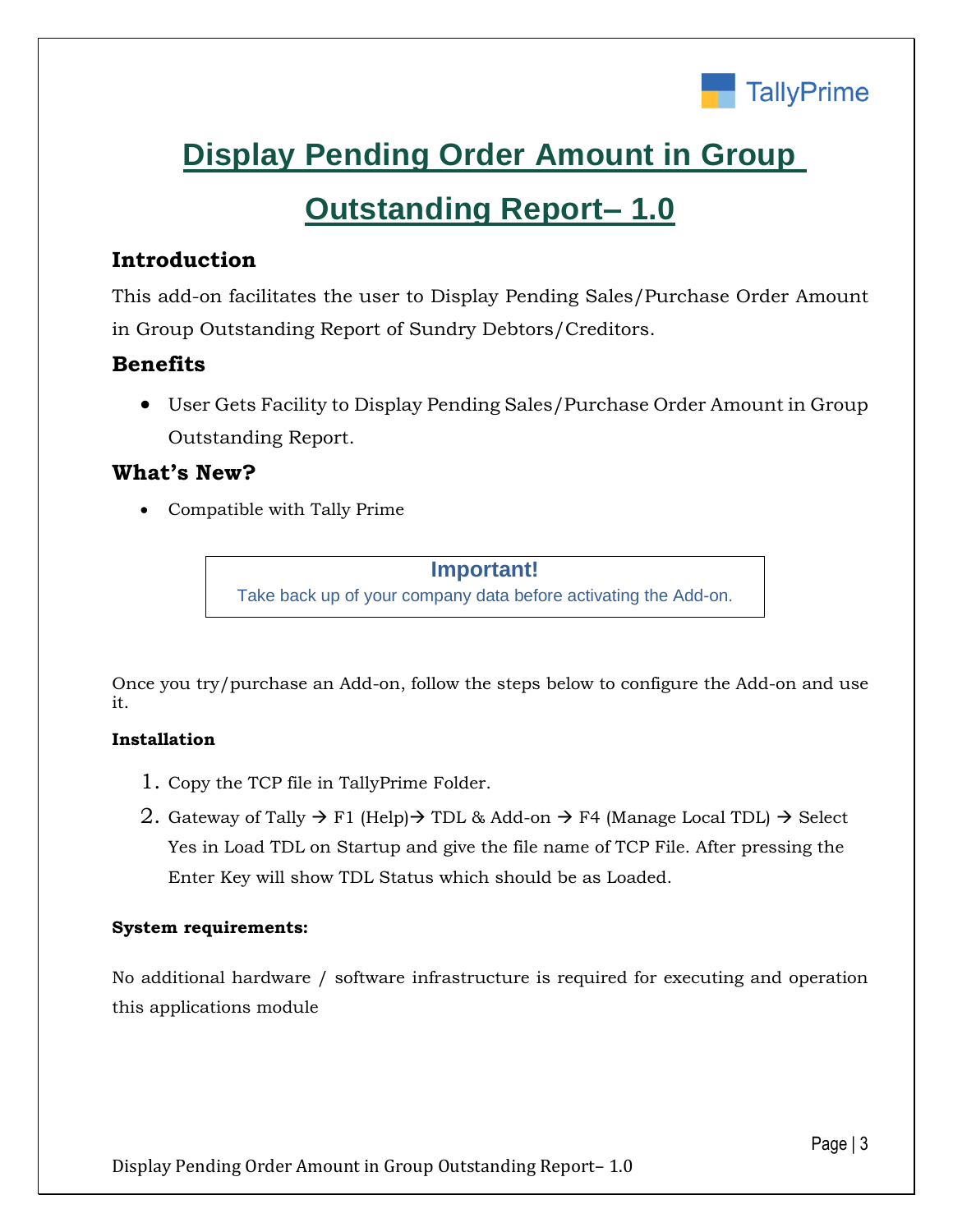# Display Pending Order Amount in Group Outstanding Report– 1.0

## Introduction

This add-on facilitates the user to Display Pending Sales/Purchase Order Amount in Group Outstanding Report of Sundry Debtors/Creditors.

## Benefits

- User Gets Facility to Display Pending Sales/Purchase Order Amount in Group Outstanding Report.

## What's New?

- Compatible with Tally Prime

> **Important!**
> Take back up of your company data before activating the Add-on.

Once you try/purchase an Add-on, follow the steps below to configure the Add-on and use it.

**Installation**

1. Copy the TCP file in TallyPrime Folder.
2. Gateway of Tally → F1 (Help)→ TDL & Add-on → F4 (Manage Local TDL) → Select Yes in Load TDL on Startup and give the file name of TCP File. After pressing the Enter Key will show TDL Status which should be as Loaded.

**System requirements:**

No additional hardware / software infrastructure is required for executing and operation this applications module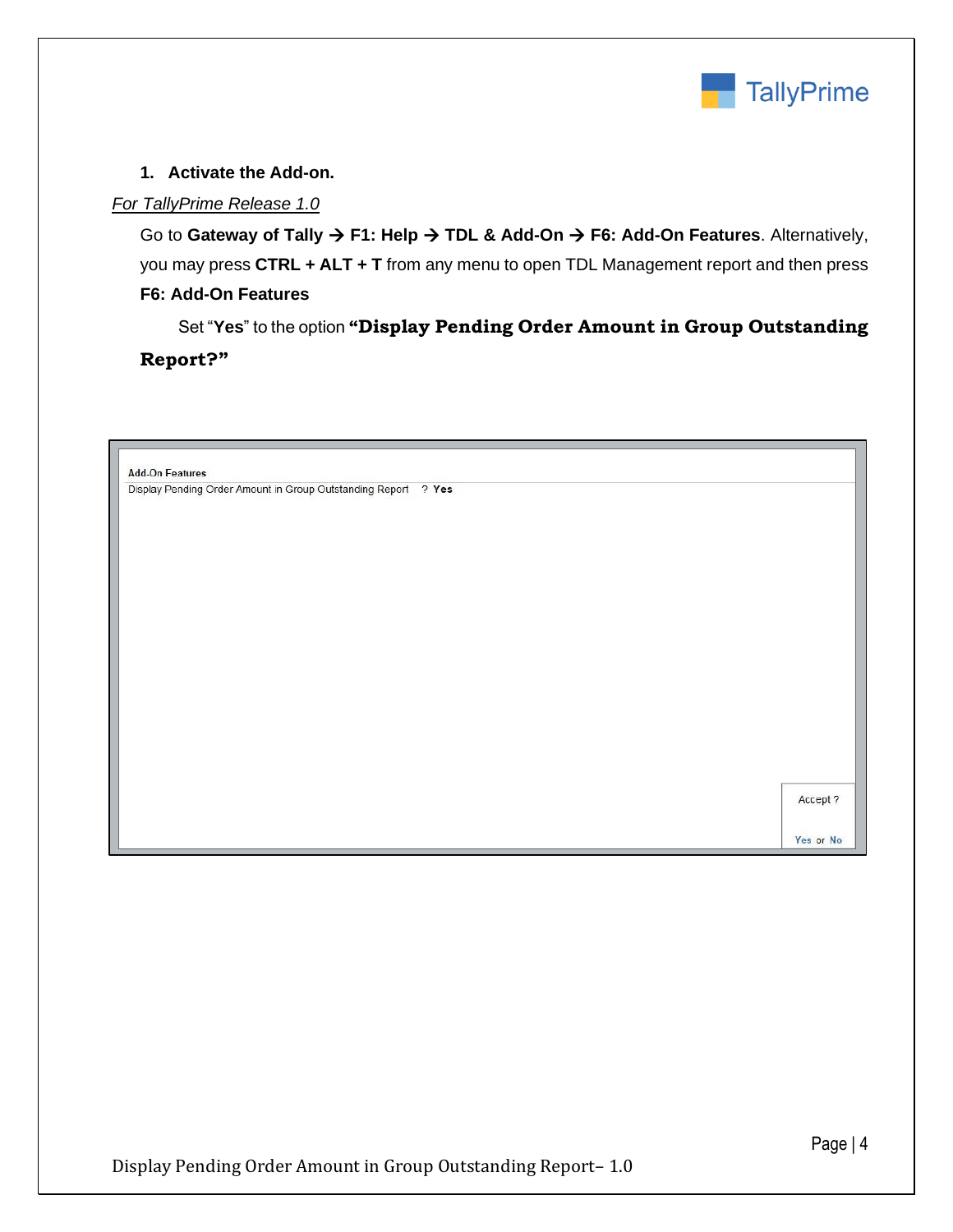1. **Activate the Add-on.**

*For TallyPrime Release 1.0*

Go to **Gateway of Tally → F1: Help → TDL & Add-On → F6: Add-On Features**. Alternatively, you may press **CTRL + ALT + T** from any menu to open TDL Management report and then press **F6: Add-On Features**

Set "**Yes**" to the option **"Display Pending Order Amount in Group Outstanding Report?"**

Add-On Features

Display Pending Order Amount in Group Outstanding Report ? Yes

Accept ?

Yes or No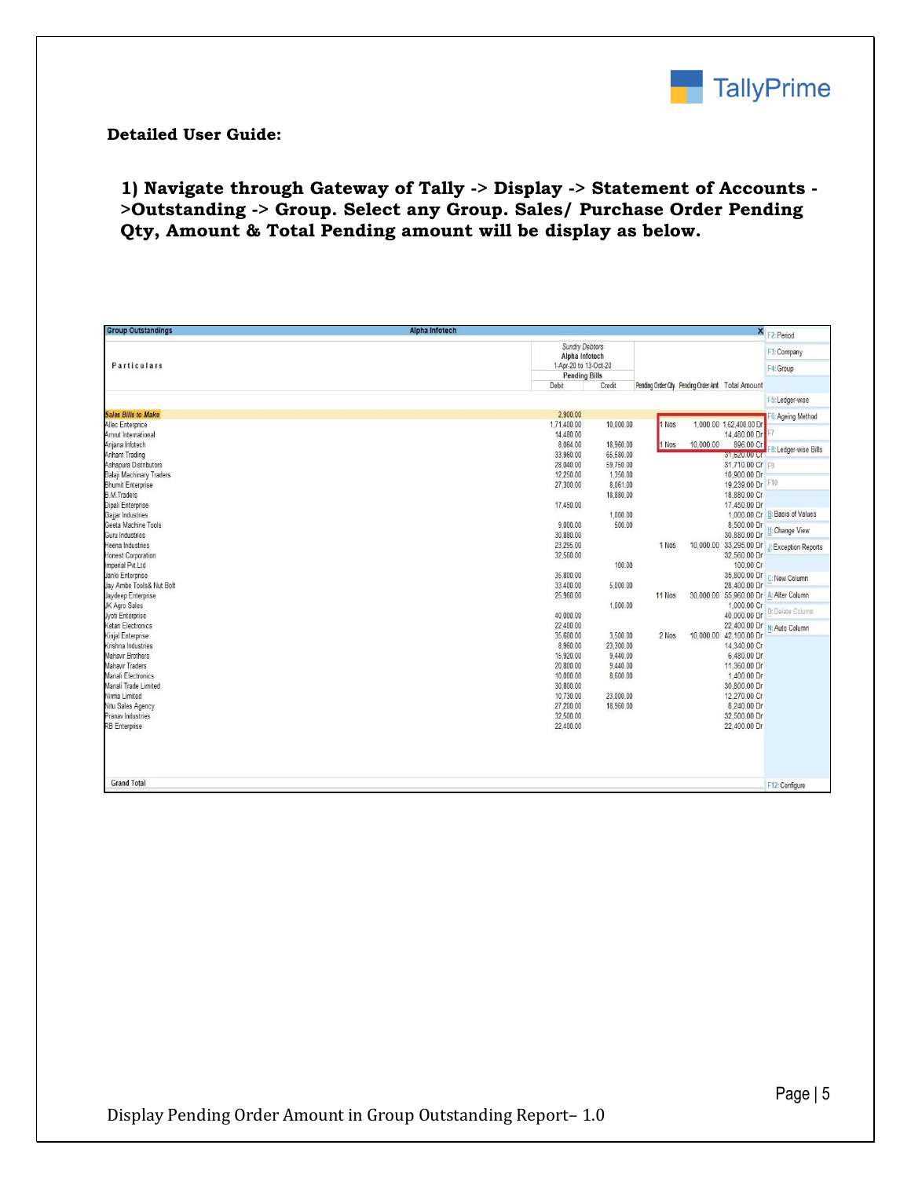**Detailed User Guide:**

**1) Navigate through Gateway of Tally -> Display -> Statement of Accounts ->Outstanding -> Group. Select any Group. Sales/ Purchase Order Pending Qty, Amount & Total Pending amount will be display as below.**

Group Outstandings — Alpha Infotech

| Particulars | Sundry Debtors Alpha Infotech 1-Apr-20 to 13-Oct-20 Pending Bills | | Pending Order Qty | Pending Order Amt | Total Amount |
|---|---|---|---|---|---|
| | Debit | Credit | | | |
| Sales Bills to Make | 2,900.00 | | | | |
| Allec Enterprise | 1,71,400.00 | 10,000.00 | 1 Nos | 1,000.00 | 1,62,400.00 Dr |
| Amrut International | 14,480.00 | | | | 14,480.00 Dr |
| Anjana Infotech | 8,064.00 | 18,960.00 | 1 Nos | 10,000.00 | 896.00 Cr |
| Arihant Trading | 33,960.00 | 65,580.00 | | | 31,620.00 Cr |
| Ashapura Distributors | 28,040.00 | 59,750.00 | | | 31,710.00 Cr |
| Balaji Machinary Traders | 12,250.00 | 1,350.00 | | | 10,900.00 Dr |
| Bhumit Enterprise | 27,300.00 | 8,061.00 | | | 19,239.00 Dr |
| B.M.Traders | | 18,880.00 | | | 18,880.00 Cr |
| Dipali Enterprise | 17,450.00 | | | | 17,450.00 Dr |
| Gajjar Industries | | 1,000.00 | | | 1,000.00 Cr |
| Geeta Machine Tools | 9,000.00 | 500.00 | | | 8,500.00 Dr |
| Guru Industries | 30,880.00 | | | | 30,880.00 Dr |
| Heena Industries | 23,295.00 | | 1 Nos | 10,000.00 | 33,295.00 Dr |
| Honest Corporation | 32,560.00 | | | | 32,560.00 Dr |
| Imperial Pvt.Ltd | | 100.00 | | | 100.00 Cr |
| Janki Enterprise | 35,800.00 | | | | 35,800.00 Dr |
| Jay Ambe Tools& Nut Bolt | 33,400.00 | 5,000.00 | | | 28,400.00 Dr |
| Jaydeep Enterprise | 25,960.00 | | 11 Nos | 30,000.00 | 55,960.00 Dr |
| JK Agro Sales | | 1,000.00 | | | 1,000.00 Cr |
| Jyoti Enterprise | 40,000.00 | | | | 40,000.00 Dr |
| Ketan Electronics | 22,400.00 | | | | 22,400.00 Dr |
| Kinjal Enterprise | 35,600.00 | 3,500.00 | 2 Nos | 10,000.00 | 42,100.00 Dr |
| Krishna Industries | 8,960.00 | 23,300.00 | | | 14,340.00 Cr |
| Mahavir Brothers | 15,920.00 | 9,440.00 | | | 6,480.00 Dr |
| Mahavir Traders | 20,800.00 | 9,440.00 | | | 11,360.00 Dr |
| Manali Electronics | 10,000.00 | 8,600.00 | | | 1,400.00 Dr |
| Manali Trade Limited | 30,800.00 | | | | 30,800.00 Dr |
| Nirma Limited | 10,730.00 | 23,000.00 | | | 12,270.00 Cr |
| Nitu Sales Agency | 27,200.00 | 18,960.00 | | | 8,240.00 Dr |
| Pranav Industries | 32,500.00 | | | | 32,500.00 Dr |
| RB Enterprise | 22,400.00 | | | | 22,400.00 Dr |
| Grand Total | | | | | |

F2: Period | F3: Company | F4: Group | F5: Ledger-wise | F6: Ageing Method | F7 | F8: Ledger-wise Bills | F9 | F10 | B: Basis of Values | H: Change View | J: Exception Reports | C: New Column | A: Alter Column | D: Delete Column | N: Auto Column | F12: Configure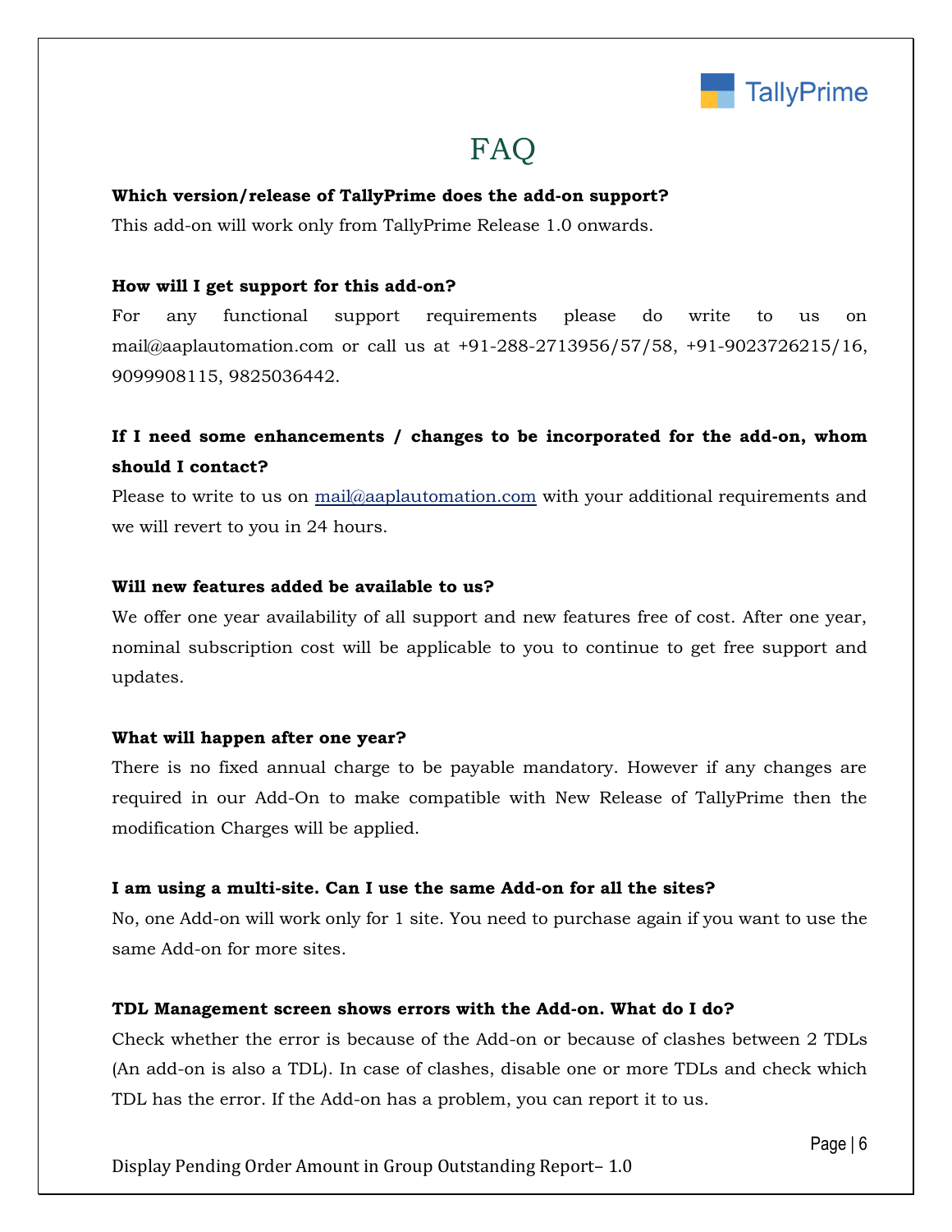# FAQ

**Which version/release of TallyPrime does the add-on support?**

This add-on will work only from TallyPrime Release 1.0 onwards.

**How will I get support for this add-on?**

For any functional support requirements please do write to us on mail@aaplautomation.com or call us at +91-288-2713956/57/58, +91-9023726215/16, 9099908115, 9825036442.

**If I need some enhancements / changes to be incorporated for the add-on, whom should I contact?**

Please to write to us on mail@aaplautomation.com with your additional requirements and we will revert to you in 24 hours.

**Will new features added be available to us?**

We offer one year availability of all support and new features free of cost. After one year, nominal subscription cost will be applicable to you to continue to get free support and updates.

**What will happen after one year?**

There is no fixed annual charge to be payable mandatory. However if any changes are required in our Add-On to make compatible with New Release of TallyPrime then the modification Charges will be applied.

**I am using a multi-site. Can I use the same Add-on for all the sites?**

No, one Add-on will work only for 1 site. You need to purchase again if you want to use the same Add-on for more sites.

**TDL Management screen shows errors with the Add-on. What do I do?**

Check whether the error is because of the Add-on or because of clashes between 2 TDLs (An add-on is also a TDL). In case of clashes, disable one or more TDLs and check which TDL has the error. If the Add-on has a problem, you can report it to us.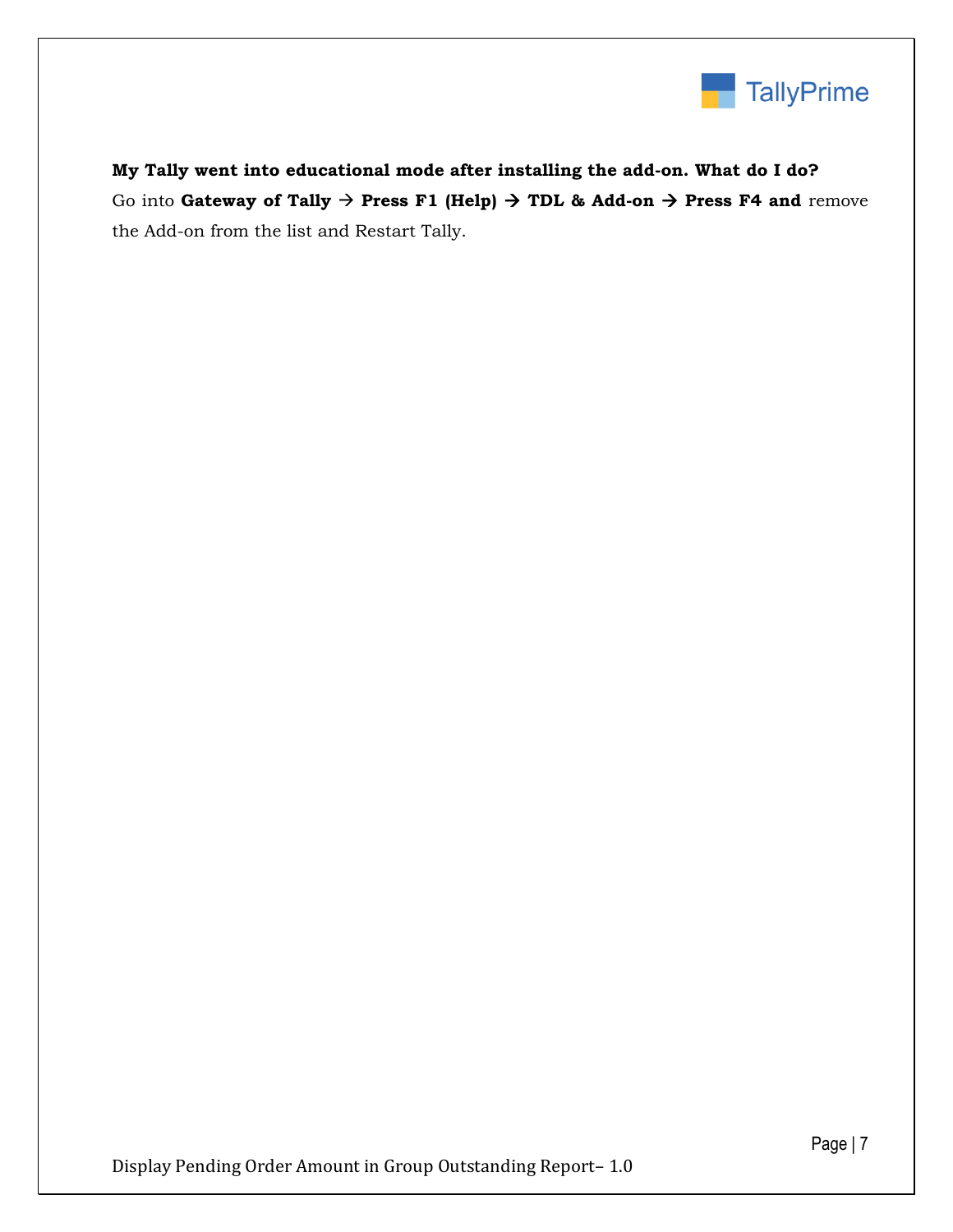**My Tally went into educational mode after installing the add-on. What do I do?**

Go into **Gateway of Tally → Press F1 (Help) → TDL & Add-on → Press F4 and** remove the Add-on from the list and Restart Tally.